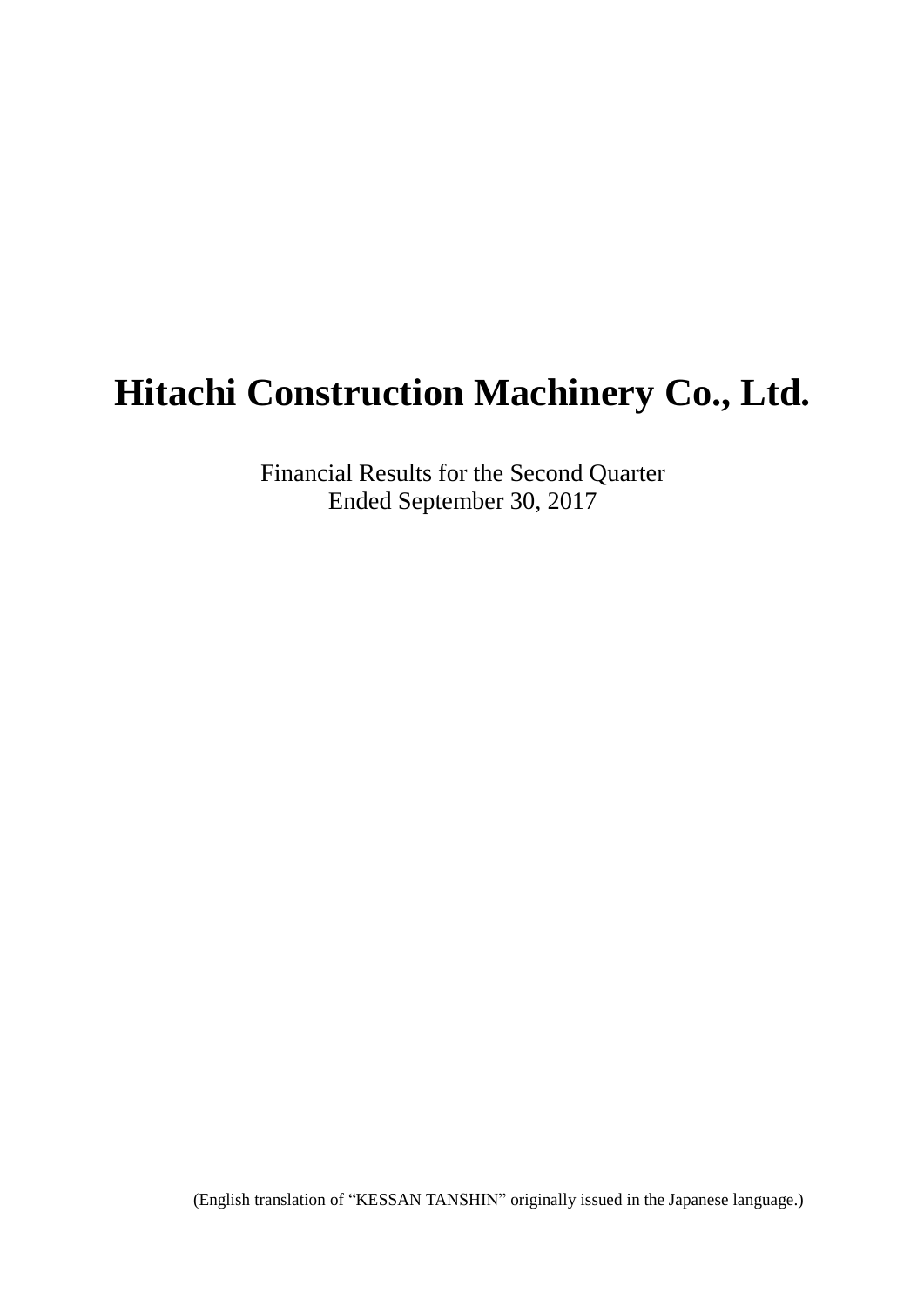# Hitachi Construction Machinery Co., Ltd.

Financial Results for the Second Quarter
Ended September 30, 2017

(English translation of "KESSAN TANSHIN" originally issued in the Japanese language.)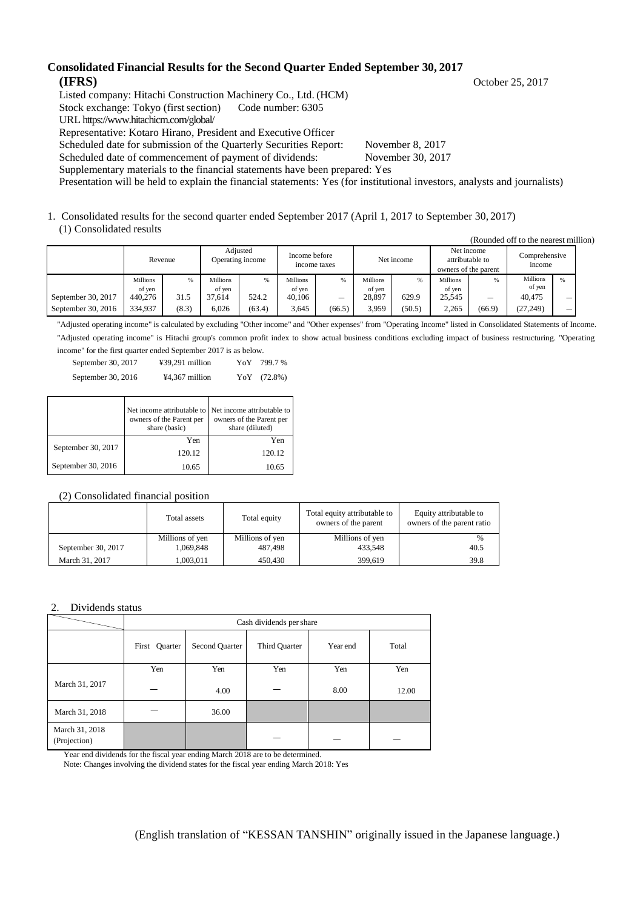# Consolidated Financial Results for the Second Quarter Ended September 30, 2017

**(IFRS)** October 25, 2017

Listed company: Hitachi Construction Machinery Co., Ltd. (HCM)
Stock exchange: Tokyo (first section) Code number: 6305
URL https://www.hitachicm.com/global/
Representative: Kotaro Hirano, President and Executive Officer
Scheduled date for submission of the Quarterly Securities Report: November 8, 2017
Scheduled date of commencement of payment of dividends: November 30, 2017
Supplementary materials to the financial statements have been prepared: Yes
Presentation will be held to explain the financial statements: Yes (for institutional investors, analysts and journalists)

1. Consolidated results for the second quarter ended September 2017 (April 1, 2017 to September 30, 2017)

(1) Consolidated results

(Rounded off to the nearest million)

| | Revenue | | Adjusted Operating income | | Income before income taxes | | Net income | | Net income attributable to owners of the parent | | Comprehensive income | |
|---|---|---|---|---|---|---|---|---|---|---|---|---|
| | Millions of yen | % | Millions of yen | % | Millions of yen | % | Millions of yen | % | Millions of yen | % | Millions of yen | % |
| September 30, 2017 | 440,276 | 31.5 | 37,614 | 524.2 | 40,106 | — | 28,897 | 629.9 | 25,545 | — | 40,475 | — |
| September 30, 2016 | 334,937 | (8.3) | 6,026 | (63.4) | 3,645 | (66.5) | 3,959 | (50.5) | 2,265 | (66.9) | (27,249) | — |

"Adjusted operating income" is calculated by excluding "Other income" and "Other expenses" from "Operating Income" listed in Consolidated Statements of Income. "Adjusted operating income" is Hitachi group's common profit index to show actual business conditions excluding impact of business restructuring. "Operating income" for the first quarter ended September 2017 is as below.

| | | |
|---|---|---|
| September 30, 2017 | ¥39,291 million | YoY 799.7 % |
| September 30, 2016 | ¥4,367 million | YoY (72.8%) |

| | Net income attributable to owners of the Parent per share (basic) | Net income attributable to owners of the Parent per share (diluted) |
|---|---|---|
| | Yen | Yen |
| September 30, 2017 | 120.12 | 120.12 |
| September 30, 2016 | 10.65 | 10.65 |

(2) Consolidated financial position

| | Total assets | Total equity | Total equity attributable to owners of the parent | Equity attributable to owners of the parent ratio |
|---|---|---|---|---|
| | Millions of yen | Millions of yen | Millions of yen | % |
| September 30, 2017 | 1,069,848 | 487,498 | 433,548 | 40.5 |
| March 31, 2017 | 1,003,011 | 450,430 | 399,619 | 39.8 |

2. Dividends status

| | Cash dividends per share | | | | |
|---|---|---|---|---|---|
| | First Quarter | Second Quarter | Third Quarter | Year end | Total |
| | Yen | Yen | Yen | Yen | Yen |
| March 31, 2017 | — | 4.00 | — | 8.00 | 12.00 |
| March 31, 2018 | — | 36.00 | | | |
| March 31, 2018 (Projection) | | | — | — | — |

Year end dividends for the fiscal year ending March 2018 are to be determined.
Note: Changes involving the dividend states for the fiscal year ending March 2018: Yes

(English translation of "KESSAN TANSHIN" originally issued in the Japanese language.)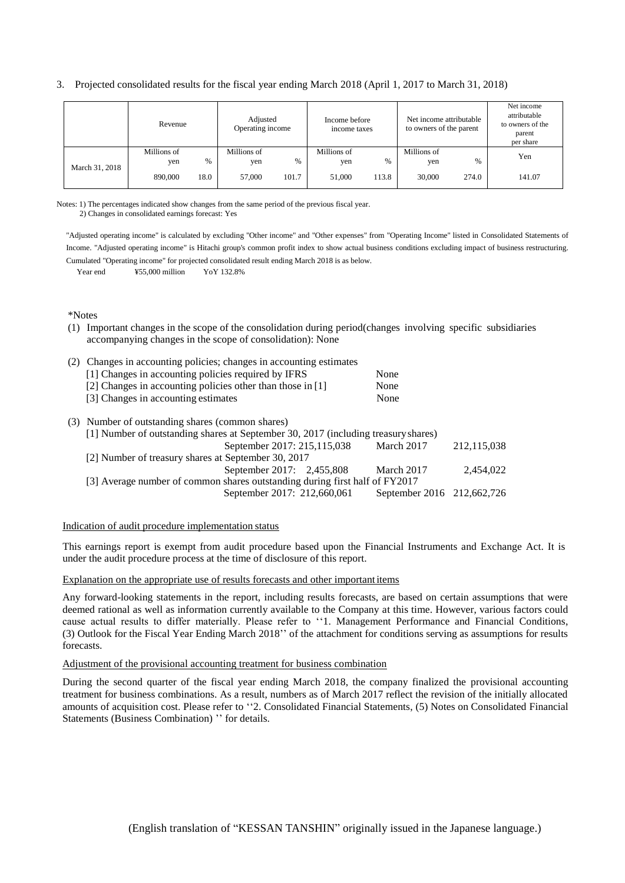3. Projected consolidated results for the fiscal year ending March 2018 (April 1, 2017 to March 31, 2018)

| | Revenue | | Adjusted Operating income | | Income before income taxes | | Net income attributable to owners of the parent | | Net income attributable to owners of the parent per share |
|---|---|---|---|---|---|---|---|---|---|
| | Millions of yen | % | Millions of yen | % | Millions of yen | % | Millions of yen | % | Yen |
| March 31, 2018 | 890,000 | 18.0 | 57,000 | 101.7 | 51,000 | 113.8 | 30,000 | 274.0 | 141.07 |

Notes: 1) The percentages indicated show changes from the same period of the previous fiscal year.
2) Changes in consolidated earnings forecast: Yes

"Adjusted operating income" is calculated by excluding "Other income" and "Other expenses" from "Operating Income" listed in Consolidated Statements of Income. "Adjusted operating income" is Hitachi group's common profit index to show actual business conditions excluding impact of business restructuring. Cumulated "Operating income" for projected consolidated result ending March 2018 is as below.

Year end ¥55,000 million YoY 132.8%

*Notes

(1) Important changes in the scope of the consolidation during period(changes involving specific subsidiaries accompanying changes in the scope of consolidation): None

(2) Changes in accounting policies; changes in accounting estimates

| | |
|---|---|
| [1] Changes in accounting policies required by IFRS | None |
| [2] Changes in accounting policies other than those in [1] | None |
| [3] Changes in accounting estimates | None |

(3) Number of outstanding shares (common shares)

| | | | |
|---|---|---|---|
| [1] Number of outstanding shares at September 30, 2017 (including treasury shares) | September 2017: 215,115,038 | March 2017 | 212,115,038 |
| [2] Number of treasury shares at September 30, 2017 | September 2017: 2,455,808 | March 2017 | 2,454,022 |
| [3] Average number of common shares outstanding during first half of FY2017 | September 2017: 212,660,061 | September 2016 | 212,662,726 |

Indication of audit procedure implementation status

This earnings report is exempt from audit procedure based upon the Financial Instruments and Exchange Act. It is under the audit procedure process at the time of disclosure of this report.

Explanation on the appropriate use of results forecasts and other important items

Any forward-looking statements in the report, including results forecasts, are based on certain assumptions that were deemed rational as well as information currently available to the Company at this time. However, various factors could cause actual results to differ materially. Please refer to ''1. Management Performance and Financial Conditions, (3) Outlook for the Fiscal Year Ending March 2018'' of the attachment for conditions serving as assumptions for results forecasts.

Adjustment of the provisional accounting treatment for business combination

During the second quarter of the fiscal year ending March 2018, the company finalized the provisional accounting treatment for business combinations. As a result, numbers as of March 2017 reflect the revision of the initially allocated amounts of acquisition cost. Please refer to ''2. Consolidated Financial Statements, (5) Notes on Consolidated Financial Statements (Business Combination) '' for details.

(English translation of "KESSAN TANSHIN" originally issued in the Japanese language.)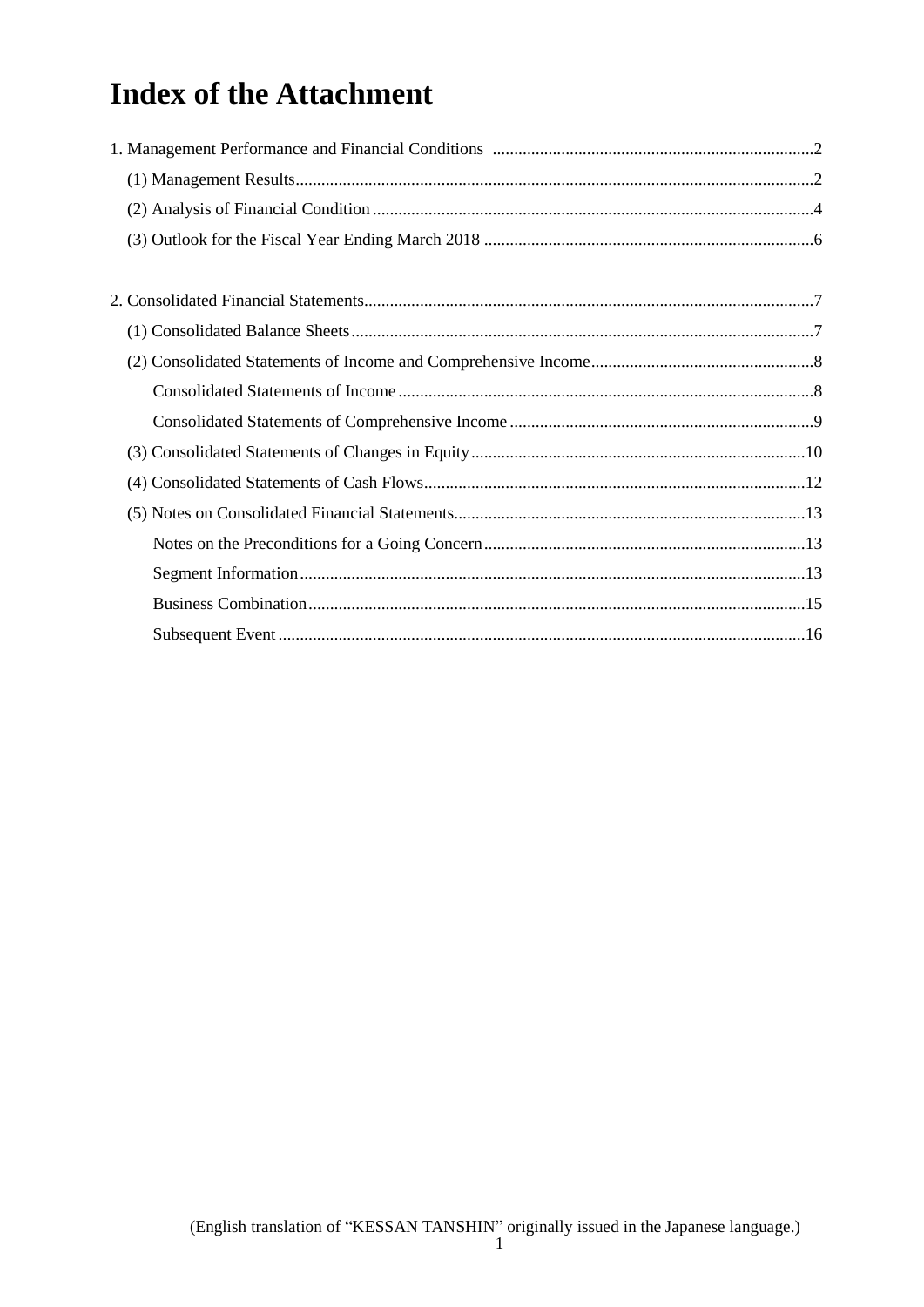# Index of the Attachment

1. Management Performance and Financial Conditions ..........2
   - (1) Management Results..........2
   - (2) Analysis of Financial Condition..........4
   - (3) Outlook for the Fiscal Year Ending March 2018..........6

2. Consolidated Financial Statements..........7
   - (1) Consolidated Balance Sheets..........7
   - (2) Consolidated Statements of Income and Comprehensive Income..........8
     - Consolidated Statements of Income..........8
     - Consolidated Statements of Comprehensive Income..........9
   - (3) Consolidated Statements of Changes in Equity..........10
   - (4) Consolidated Statements of Cash Flows..........12
   - (5) Notes on Consolidated Financial Statements..........13
     - Notes on the Preconditions for a Going Concern..........13
     - Segment Information..........13
     - Business Combination..........15
     - Subsequent Event..........16

(English translation of "KESSAN TANSHIN" originally issued in the Japanese language.)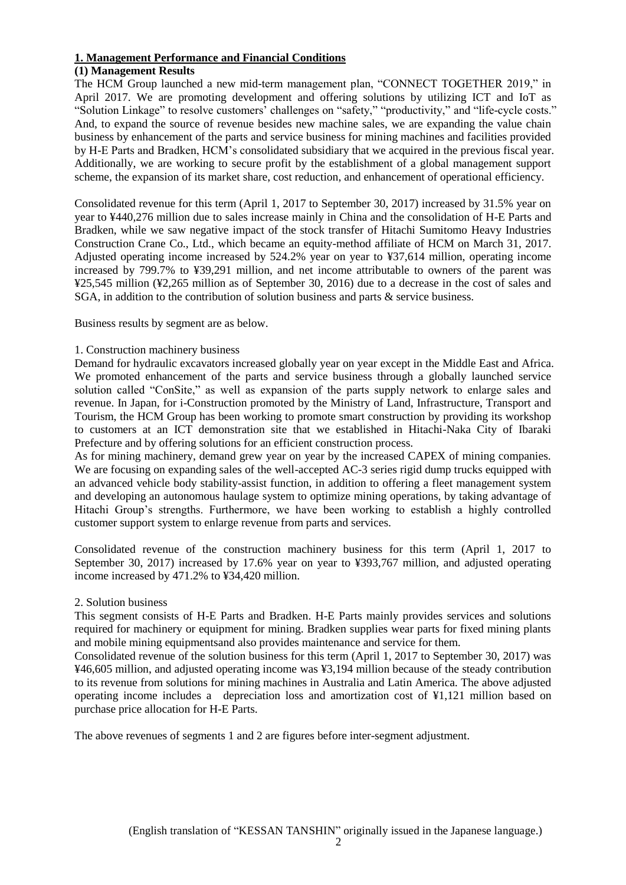## 1. Management Performance and Financial Conditions

### (1) Management Results

The HCM Group launched a new mid-term management plan, "CONNECT TOGETHER 2019," in April 2017. We are promoting development and offering solutions by utilizing ICT and IoT as "Solution Linkage" to resolve customers' challenges on "safety," "productivity," and "life-cycle costs." And, to expand the source of revenue besides new machine sales, we are expanding the value chain business by enhancement of the parts and service business for mining machines and facilities provided by H-E Parts and Bradken, HCM's consolidated subsidiary that we acquired in the previous fiscal year. Additionally, we are working to secure profit by the establishment of a global management support scheme, the expansion of its market share, cost reduction, and enhancement of operational efficiency.

Consolidated revenue for this term (April 1, 2017 to September 30, 2017) increased by 31.5% year on year to ¥440,276 million due to sales increase mainly in China and the consolidation of H-E Parts and Bradken, while we saw negative impact of the stock transfer of Hitachi Sumitomo Heavy Industries Construction Crane Co., Ltd., which became an equity-method affiliate of HCM on March 31, 2017. Adjusted operating income increased by 524.2% year on year to ¥37,614 million, operating income increased by 799.7% to ¥39,291 million, and net income attributable to owners of the parent was ¥25,545 million (¥2,265 million as of September 30, 2016) due to a decrease in the cost of sales and SGA, in addition to the contribution of solution business and parts & service business.

Business results by segment are as below.

1. Construction machinery business

Demand for hydraulic excavators increased globally year on year except in the Middle East and Africa. We promoted enhancement of the parts and service business through a globally launched service solution called "ConSite," as well as expansion of the parts supply network to enlarge sales and revenue. In Japan, for i-Construction promoted by the Ministry of Land, Infrastructure, Transport and Tourism, the HCM Group has been working to promote smart construction by providing its workshop to customers at an ICT demonstration site that we established in Hitachi-Naka City of Ibaraki Prefecture and by offering solutions for an efficient construction process.

As for mining machinery, demand grew year on year by the increased CAPEX of mining companies. We are focusing on expanding sales of the well-accepted AC-3 series rigid dump trucks equipped with an advanced vehicle body stability-assist function, in addition to offering a fleet management system and developing an autonomous haulage system to optimize mining operations, by taking advantage of Hitachi Group's strengths. Furthermore, we have been working to establish a highly controlled customer support system to enlarge revenue from parts and services.

Consolidated revenue of the construction machinery business for this term (April 1, 2017 to September 30, 2017) increased by 17.6% year on year to ¥393,767 million, and adjusted operating income increased by 471.2% to ¥34,420 million.

2. Solution business

This segment consists of H-E Parts and Bradken. H-E Parts mainly provides services and solutions required for machinery or equipment for mining. Bradken supplies wear parts for fixed mining plants and mobile mining equipmentsand also provides maintenance and service for them.

Consolidated revenue of the solution business for this term (April 1, 2017 to September 30, 2017) was ¥46,605 million, and adjusted operating income was ¥3,194 million because of the steady contribution to its revenue from solutions for mining machines in Australia and Latin America. The above adjusted operating income includes a depreciation loss and amortization cost of ¥1,121 million based on purchase price allocation for H-E Parts.

The above revenues of segments 1 and 2 are figures before inter-segment adjustment.

(English translation of "KESSAN TANSHIN" originally issued in the Japanese language.)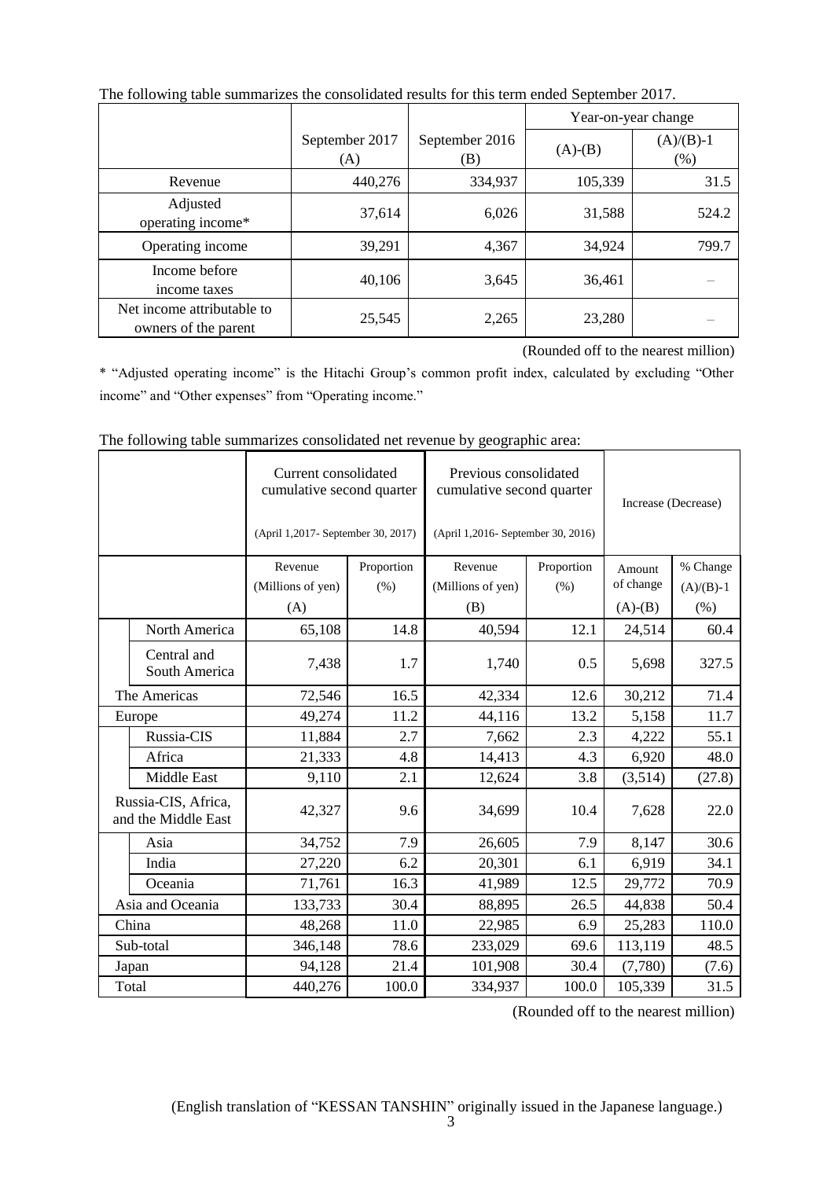The following table summarizes the consolidated results for this term ended September 2017.

| | September 2017 (A) | September 2016 (B) | Year-on-year change | |
|---|---|---|---|---|
| | | | (A)-(B) | (A)/(B)-1 (%) |
| Revenue | 440,276 | 334,937 | 105,339 | 31.5 |
| Adjusted operating income* | 37,614 | 6,026 | 31,588 | 524.2 |
| Operating income | 39,291 | 4,367 | 34,924 | 799.7 |
| Income before income taxes | 40,106 | 3,645 | 36,461 | – |
| Net income attributable to owners of the parent | 25,545 | 2,265 | 23,280 | – |

(Rounded off to the nearest million)

* "Adjusted operating income" is the Hitachi Group's common profit index, calculated by excluding "Other income" and "Other expenses" from "Operating income."

The following table summarizes consolidated net revenue by geographic area:

| | | Current consolidated cumulative second quarter (April 1,2017- September 30, 2017) | | Previous consolidated cumulative second quarter (April 1,2016- September 30, 2016) | | Increase (Decrease) | |
|---|---|---|---|---|---|---|---|
| | | Revenue (Millions of yen) (A) | Proportion (%) | Revenue (Millions of yen) (B) | Proportion (%) | Amount of change (A)-(B) | % Change (A)/(B)-1 (%) |
| | North America | 65,108 | 14.8 | 40,594 | 12.1 | 24,514 | 60.4 |
| | Central and South America | 7,438 | 1.7 | 1,740 | 0.5 | 5,698 | 327.5 |
| The Americas | | 72,546 | 16.5 | 42,334 | 12.6 | 30,212 | 71.4 |
| Europe | | 49,274 | 11.2 | 44,116 | 13.2 | 5,158 | 11.7 |
| | Russia-CIS | 11,884 | 2.7 | 7,662 | 2.3 | 4,222 | 55.1 |
| | Africa | 21,333 | 4.8 | 14,413 | 4.3 | 6,920 | 48.0 |
| | Middle East | 9,110 | 2.1 | 12,624 | 3.8 | (3,514) | (27.8) |
| Russia-CIS, Africa, and the Middle East | | 42,327 | 9.6 | 34,699 | 10.4 | 7,628 | 22.0 |
| | Asia | 34,752 | 7.9 | 26,605 | 7.9 | 8,147 | 30.6 |
| | India | 27,220 | 6.2 | 20,301 | 6.1 | 6,919 | 34.1 |
| | Oceania | 71,761 | 16.3 | 41,989 | 12.5 | 29,772 | 70.9 |
| Asia and Oceania | | 133,733 | 30.4 | 88,895 | 26.5 | 44,838 | 50.4 |
| China | | 48,268 | 11.0 | 22,985 | 6.9 | 25,283 | 110.0 |
| Sub-total | | 346,148 | 78.6 | 233,029 | 69.6 | 113,119 | 48.5 |
| Japan | | 94,128 | 21.4 | 101,908 | 30.4 | (7,780) | (7.6) |
| Total | | 440,276 | 100.0 | 334,937 | 100.0 | 105,339 | 31.5 |

(Rounded off to the nearest million)

(English translation of "KESSAN TANSHIN" originally issued in the Japanese language.)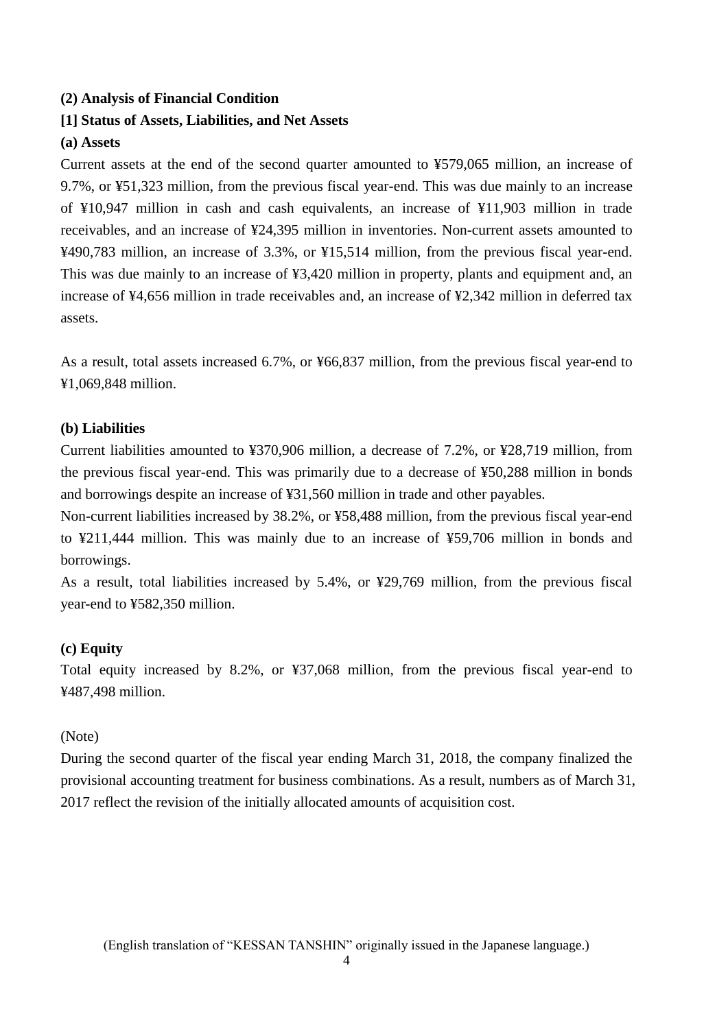**(2) Analysis of Financial Condition**

**[1] Status of Assets, Liabilities, and Net Assets**

**(a) Assets**

Current assets at the end of the second quarter amounted to ¥579,065 million, an increase of 9.7%, or ¥51,323 million, from the previous fiscal year-end. This was due mainly to an increase of ¥10,947 million in cash and cash equivalents, an increase of ¥11,903 million in trade receivables, and an increase of ¥24,395 million in inventories. Non-current assets amounted to ¥490,783 million, an increase of 3.3%, or ¥15,514 million, from the previous fiscal year-end. This was due mainly to an increase of ¥3,420 million in property, plants and equipment and, an increase of ¥4,656 million in trade receivables and, an increase of ¥2,342 million in deferred tax assets.

As a result, total assets increased 6.7%, or ¥66,837 million, from the previous fiscal year-end to ¥1,069,848 million.

**(b) Liabilities**

Current liabilities amounted to ¥370,906 million, a decrease of 7.2%, or ¥28,719 million, from the previous fiscal year-end. This was primarily due to a decrease of ¥50,288 million in bonds and borrowings despite an increase of ¥31,560 million in trade and other payables.

Non-current liabilities increased by 38.2%, or ¥58,488 million, from the previous fiscal year-end to ¥211,444 million. This was mainly due to an increase of ¥59,706 million in bonds and borrowings.

As a result, total liabilities increased by 5.4%, or ¥29,769 million, from the previous fiscal year-end to ¥582,350 million.

**(c) Equity**

Total equity increased by 8.2%, or ¥37,068 million, from the previous fiscal year-end to ¥487,498 million.

(Note)

During the second quarter of the fiscal year ending March 31, 2018, the company finalized the provisional accounting treatment for business combinations. As a result, numbers as of March 31, 2017 reflect the revision of the initially allocated amounts of acquisition cost.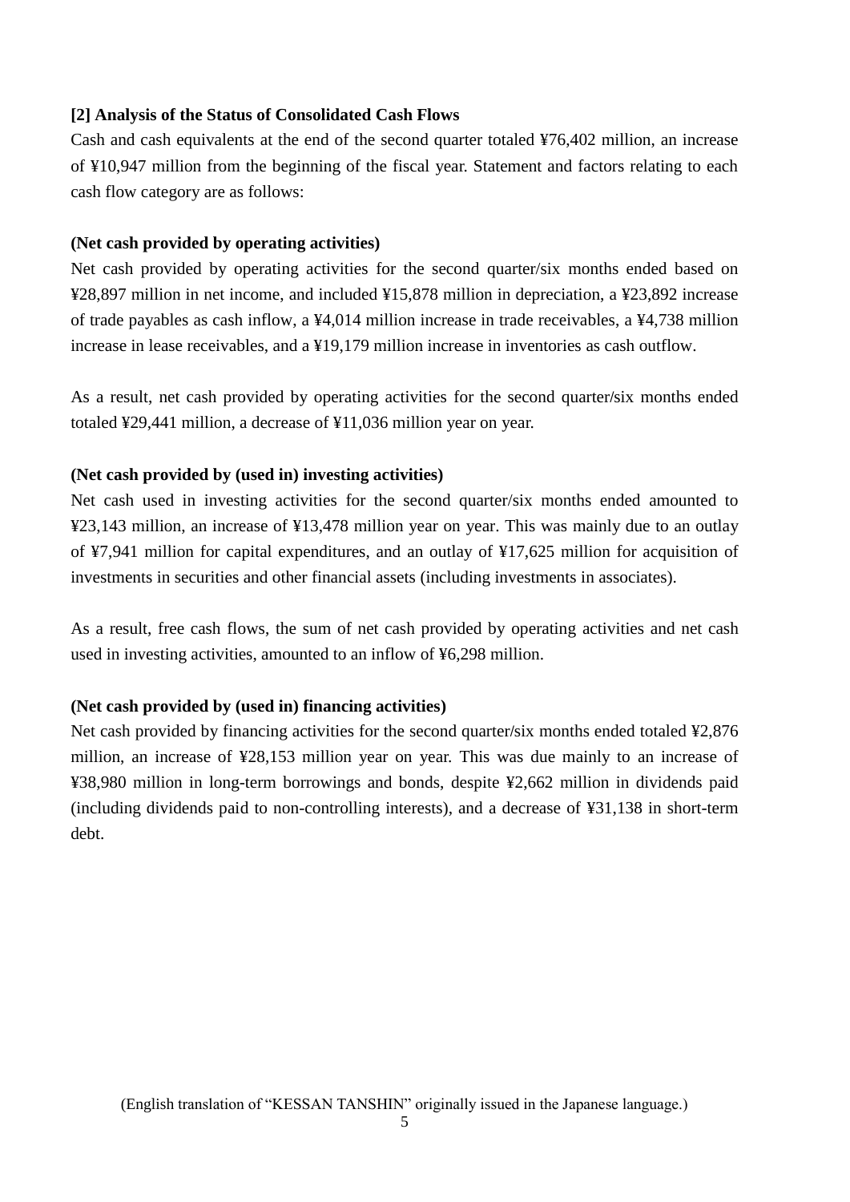## [2] Analysis of the Status of Consolidated Cash Flows

Cash and cash equivalents at the end of the second quarter totaled ¥76,402 million, an increase of ¥10,947 million from the beginning of the fiscal year. Statement and factors relating to each cash flow category are as follows:

**(Net cash provided by operating activities)**

Net cash provided by operating activities for the second quarter/six months ended based on ¥28,897 million in net income, and included ¥15,878 million in depreciation, a ¥23,892 increase of trade payables as cash inflow, a ¥4,014 million increase in trade receivables, a ¥4,738 million increase in lease receivables, and a ¥19,179 million increase in inventories as cash outflow.

As a result, net cash provided by operating activities for the second quarter/six months ended totaled ¥29,441 million, a decrease of ¥11,036 million year on year.

**(Net cash provided by (used in) investing activities)**

Net cash used in investing activities for the second quarter/six months ended amounted to ¥23,143 million, an increase of ¥13,478 million year on year. This was mainly due to an outlay of ¥7,941 million for capital expenditures, and an outlay of ¥17,625 million for acquisition of investments in securities and other financial assets (including investments in associates).

As a result, free cash flows, the sum of net cash provided by operating activities and net cash used in investing activities, amounted to an inflow of ¥6,298 million.

**(Net cash provided by (used in) financing activities)**

Net cash provided by financing activities for the second quarter/six months ended totaled ¥2,876 million, an increase of ¥28,153 million year on year. This was due mainly to an increase of ¥38,980 million in long-term borrowings and bonds, despite ¥2,662 million in dividends paid (including dividends paid to non-controlling interests), and a decrease of ¥31,138 in short-term debt.

(English translation of "KESSAN TANSHIN" originally issued in the Japanese language.)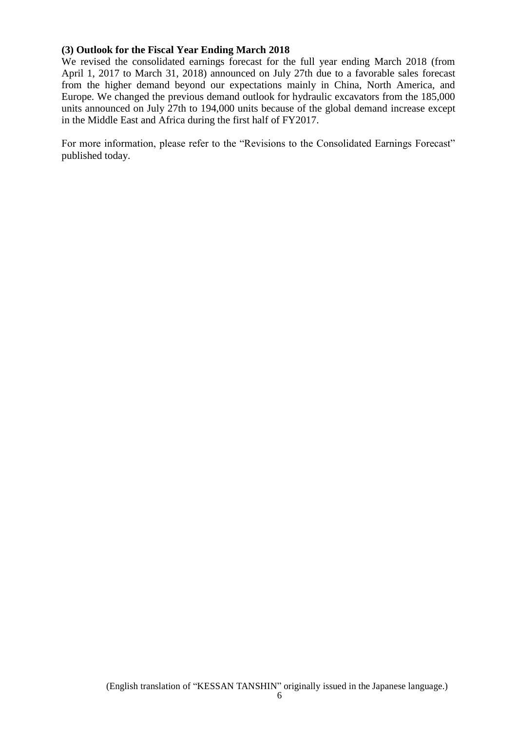### (3) Outlook for the Fiscal Year Ending March 2018

We revised the consolidated earnings forecast for the full year ending March 2018 (from April 1, 2017 to March 31, 2018) announced on July 27th due to a favorable sales forecast from the higher demand beyond our expectations mainly in China, North America, and Europe. We changed the previous demand outlook for hydraulic excavators from the 185,000 units announced on July 27th to 194,000 units because of the global demand increase except in the Middle East and Africa during the first half of FY2017.

For more information, please refer to the "Revisions to the Consolidated Earnings Forecast" published today.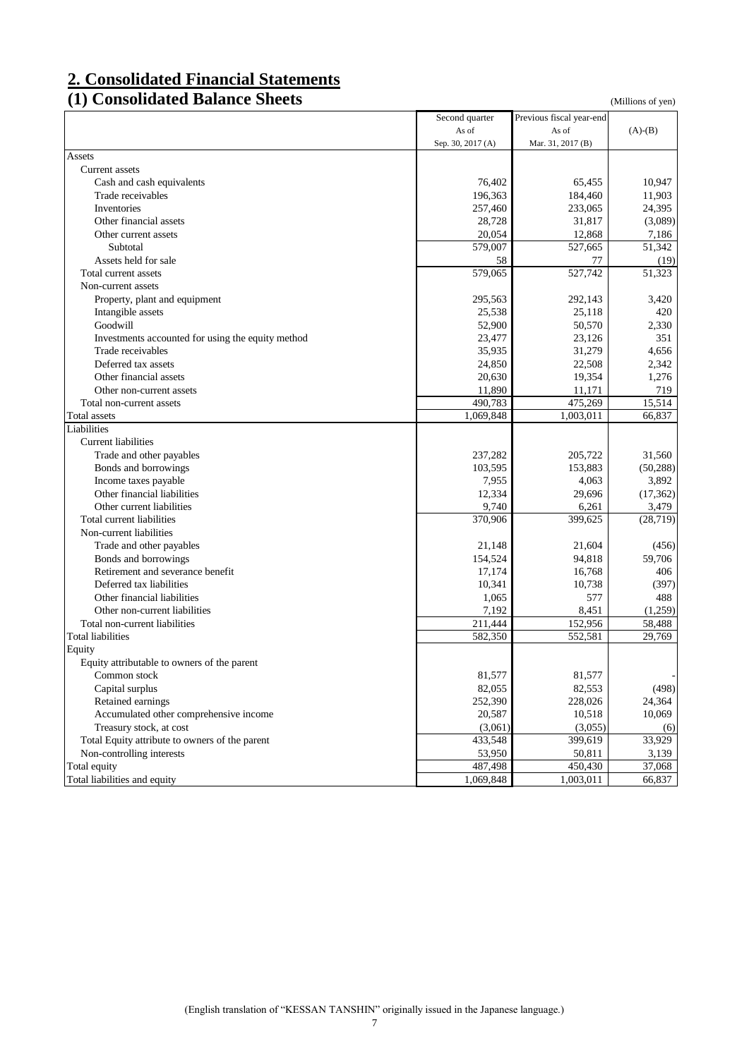## 2. Consolidated Financial Statements

### (1) Consolidated Balance Sheets

(Millions of yen)

| | Second quarter As of Sep. 30, 2017 (A) | Previous fiscal year-end As of Mar. 31, 2017 (B) | (A)-(B) |
|---|---|---|---|
| Assets | | | |
| Current assets | | | |
| Cash and cash equivalents | 76,402 | 65,455 | 10,947 |
| Trade receivables | 196,363 | 184,460 | 11,903 |
| Inventories | 257,460 | 233,065 | 24,395 |
| Other financial assets | 28,728 | 31,817 | (3,089) |
| Other current assets | 20,054 | 12,868 | 7,186 |
| Subtotal | 579,007 | 527,665 | 51,342 |
| Assets held for sale | 58 | 77 | (19) |
| Total current assets | 579,065 | 527,742 | 51,323 |
| Non-current assets | | | |
| Property, plant and equipment | 295,563 | 292,143 | 3,420 |
| Intangible assets | 25,538 | 25,118 | 420 |
| Goodwill | 52,900 | 50,570 | 2,330 |
| Investments accounted for using the equity method | 23,477 | 23,126 | 351 |
| Trade receivables | 35,935 | 31,279 | 4,656 |
| Deferred tax assets | 24,850 | 22,508 | 2,342 |
| Other financial assets | 20,630 | 19,354 | 1,276 |
| Other non-current assets | 11,890 | 11,171 | 719 |
| Total non-current assets | 490,783 | 475,269 | 15,514 |
| Total assets | 1,069,848 | 1,003,011 | 66,837 |
| Liabilities | | | |
| Current liabilities | | | |
| Trade and other payables | 237,282 | 205,722 | 31,560 |
| Bonds and borrowings | 103,595 | 153,883 | (50,288) |
| Income taxes payable | 7,955 | 4,063 | 3,892 |
| Other financial liabilities | 12,334 | 29,696 | (17,362) |
| Other current liabilities | 9,740 | 6,261 | 3,479 |
| Total current liabilities | 370,906 | 399,625 | (28,719) |
| Non-current liabilities | | | |
| Trade and other payables | 21,148 | 21,604 | (456) |
| Bonds and borrowings | 154,524 | 94,818 | 59,706 |
| Retirement and severance benefit | 17,174 | 16,768 | 406 |
| Deferred tax liabilities | 10,341 | 10,738 | (397) |
| Other financial liabilities | 1,065 | 577 | 488 |
| Other non-current liabilities | 7,192 | 8,451 | (1,259) |
| Total non-current liabilities | 211,444 | 152,956 | 58,488 |
| Total liabilities | 582,350 | 552,581 | 29,769 |
| Equity | | | |
| Equity attributable to owners of the parent | | | |
| Common stock | 81,577 | 81,577 | - |
| Capital surplus | 82,055 | 82,553 | (498) |
| Retained earnings | 252,390 | 228,026 | 24,364 |
| Accumulated other comprehensive income | 20,587 | 10,518 | 10,069 |
| Treasury stock, at cost | (3,061) | (3,055) | (6) |
| Total Equity attribute to owners of the parent | 433,548 | 399,619 | 33,929 |
| Non-controlling interests | 53,950 | 50,811 | 3,139 |
| Total equity | 487,498 | 450,430 | 37,068 |
| Total liabilities and equity | 1,069,848 | 1,003,011 | 66,837 |

(English translation of "KESSAN TANSHIN" originally issued in the Japanese language.)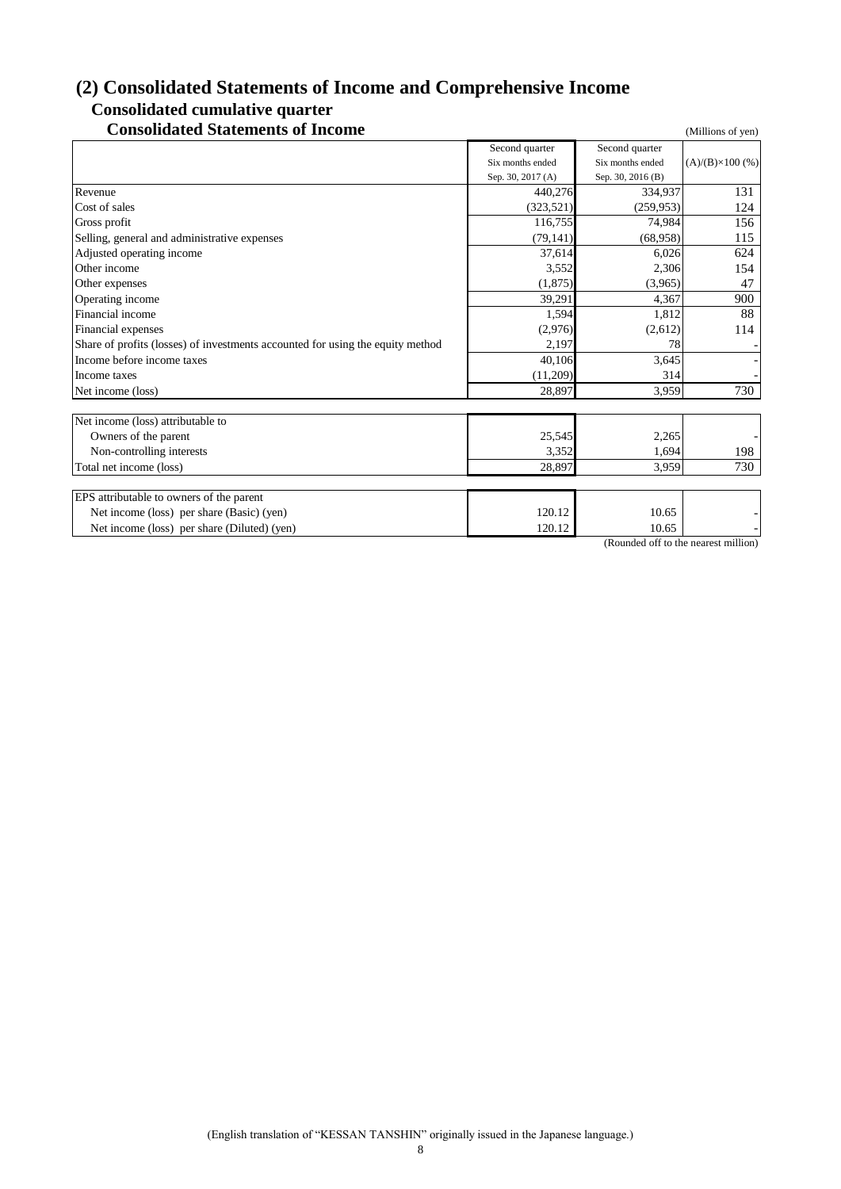## (2) Consolidated Statements of Income and Comprehensive Income

### Consolidated cumulative quarter

### Consolidated Statements of Income

(Millions of yen)

| | Second quarter Six months ended Sep. 30, 2017 (A) | Second quarter Six months ended Sep. 30, 2016 (B) | (A)/(B)×100 (%) |
|---|---|---|---|
| Revenue | 440,276 | 334,937 | 131 |
| Cost of sales | (323,521) | (259,953) | 124 |
| Gross profit | 116,755 | 74,984 | 156 |
| Selling, general and administrative expenses | (79,141) | (68,958) | 115 |
| Adjusted operating income | 37,614 | 6,026 | 624 |
| Other income | 3,552 | 2,306 | 154 |
| Other expenses | (1,875) | (3,965) | 47 |
| Operating income | 39,291 | 4,367 | 900 |
| Financial income | 1,594 | 1,812 | 88 |
| Financial expenses | (2,976) | (2,612) | 114 |
| Share of profits (losses) of investments accounted for using the equity method | 2,197 | 78 | - |
| Income before income taxes | 40,106 | 3,645 | - |
| Income taxes | (11,209) | 314 | - |
| Net income (loss) | 28,897 | 3,959 | 730 |

| | | | |
|---|---|---|---|
| Net income (loss) attributable to | | | |
| Owners of the parent | 25,545 | 2,265 | - |
| Non-controlling interests | 3,352 | 1,694 | 198 |
| Total net income (loss) | 28,897 | 3,959 | 730 |

| | | | |
|---|---|---|---|
| EPS attributable to owners of the parent | | | |
| Net income (loss) per share (Basic) (yen) | 120.12 | 10.65 | - |
| Net income (loss) per share (Diluted) (yen) | 120.12 | 10.65 | - |

(Rounded off to the nearest million)

(English translation of "KESSAN TANSHIN" originally issued in the Japanese language.)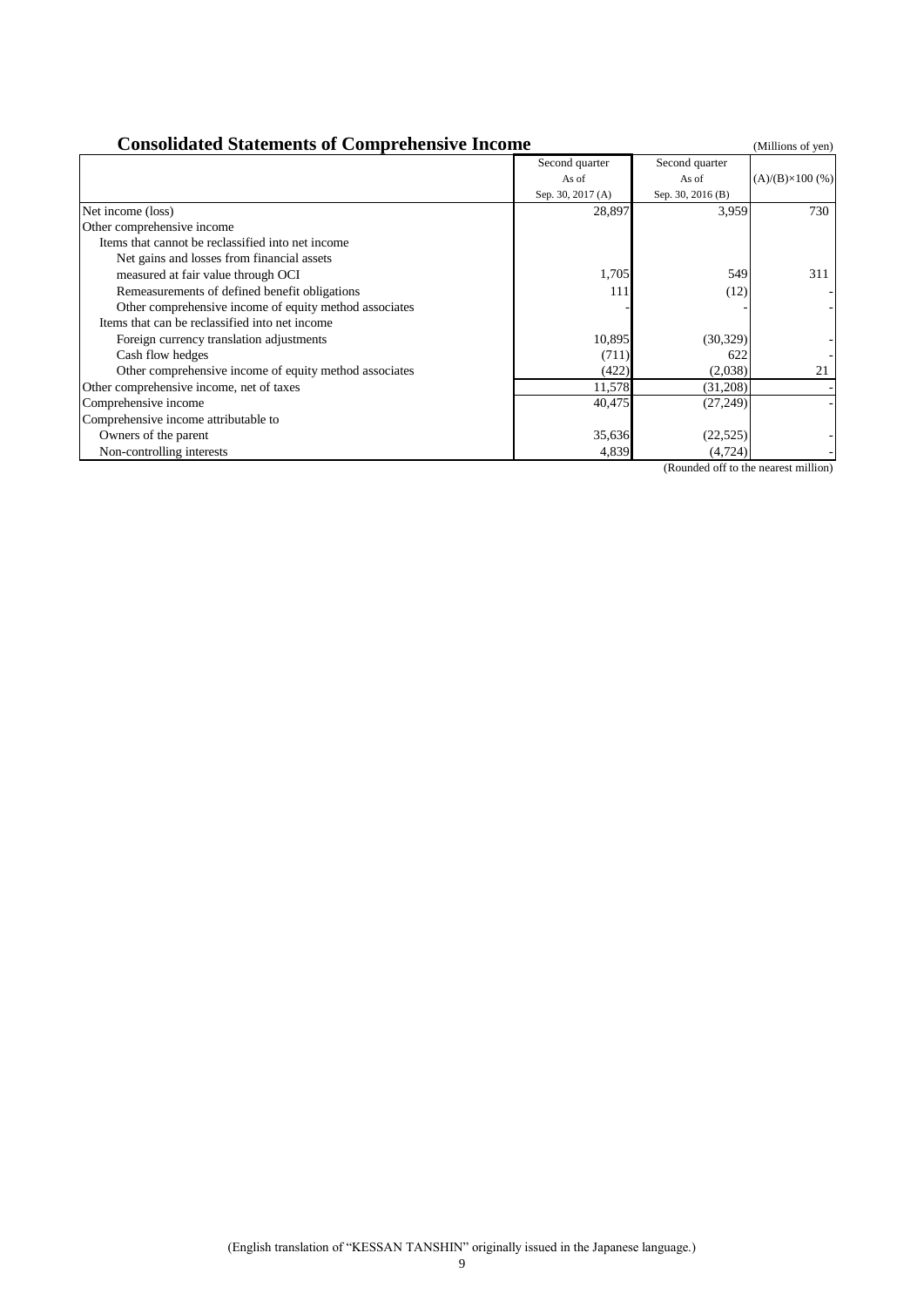## Consolidated Statements of Comprehensive Income

(Millions of yen)

| | Second quarter As of Sep. 30, 2017 (A) | Second quarter As of Sep. 30, 2016 (B) | (A)/(B)×100 (%) |
|---|---|---|---|
| Net income (loss) | 28,897 | 3,959 | 730 |
| Other comprehensive income | | | |
| Items that cannot be reclassified into net income | | | |
| Net gains and losses from financial assets measured at fair value through OCI | 1,705 | 549 | 311 |
| Remeasurements of defined benefit obligations | 111 | (12) | - |
| Other comprehensive income of equity method associates | - | - | - |
| Items that can be reclassified into net income | | | |
| Foreign currency translation adjustments | 10,895 | (30,329) | - |
| Cash flow hedges | (711) | 622 | - |
| Other comprehensive income of equity method associates | (422) | (2,038) | 21 |
| Other comprehensive income, net of taxes | 11,578 | (31,208) | - |
| Comprehensive income | 40,475 | (27,249) | - |
| Comprehensive income attributable to | | | |
| Owners of the parent | 35,636 | (22,525) | - |
| Non-controlling interests | 4,839 | (4,724) | - |

(Rounded off to the nearest million)

(English translation of "KESSAN TANSHIN" originally issued in the Japanese language.)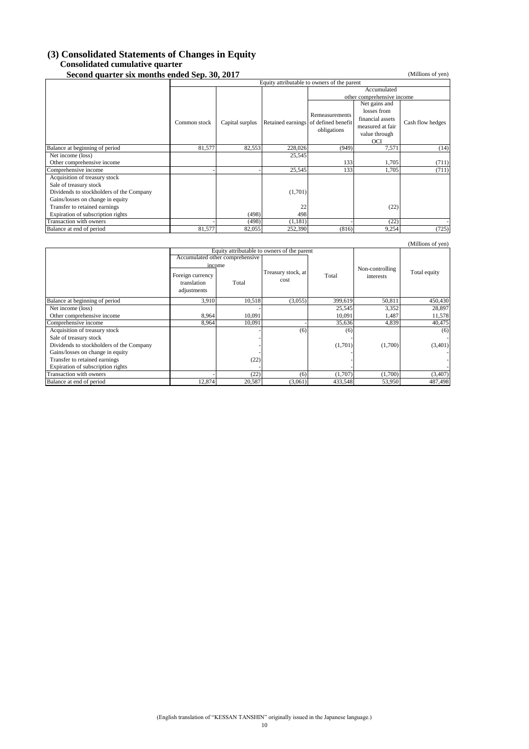## (3) Consolidated Statements of Changes in Equity

### Consolidated cumulative quarter

#### Second quarter six months ended Sep. 30, 2017

(Millions of yen)

| | Equity attributable to owners of the parent | | | | | |
|---|---|---|---|---|---|---|
| | | | | Accumulated other comprehensive income | | |
| | Common stock | Capital surplus | Retained earnings | Remeasurements of defined benefit obligations | Net gains and losses from financial assets measured at fair value through OCI | Cash flow hedges |
| Balance at beginning of period | 81,577 | 82,553 | 228,026 | (949) | 7,571 | (14) |
| Net income (loss) | | | 25,545 | | | |
| Other comprehensive income | | | | 133 | 1,705 | (711) |
| Comprehensive income | - | - | 25,545 | 133 | 1,705 | (711) |
| Acquisition of treasury stock | | | | | | |
| Sale of treasury stock | | | | | | |
| Dividends to stockholders of the Company | | | (1,701) | | | |
| Gains/losses on change in equity | | | | | | |
| Transfer to retained earnings | | | 22 | | (22) | |
| Expiration of subscription rights | | (498) | 498 | | | |
| Transaction with owners | - | (498) | (1,181) | - | (22) | - |
| Balance at end of period | 81,577 | 82,055 | 252,390 | (816) | 9,254 | (725) |

(Millions of yen)

| | Equity attributable to owners of the parent | | | | | |
|---|---|---|---|---|---|---|
| | Accumulated other comprehensive income | | | | | |
| | Foreign currency translation adjustments | Total | Treasury stock, at cost | Total | Non-controlling interests | Total equity |
| Balance at beginning of period | 3,910 | 10,518 | (3,055) | 399,619 | 50,811 | 450,430 |
| Net income (loss) | | - | | 25,545 | 3,352 | 28,897 |
| Other comprehensive income | 8,964 | 10,091 | | 10,091 | 1,487 | 11,578 |
| Comprehensive income | 8,964 | 10,091 | - | 35,636 | 4,839 | 40,475 |
| Acquisition of treasury stock | | - | (6) | (6) | | (6) |
| Sale of treasury stock | | - | | - | | - |
| Dividends to stockholders of the Company | | - | | (1,701) | (1,700) | (3,401) |
| Gains/losses on change in equity | | - | | - | | - |
| Transfer to retained earnings | | (22) | | - | | - |
| Expiration of subscription rights | | - | | - | | - |
| Transaction with owners | - | (22) | (6) | (1,707) | (1,700) | (3,407) |
| Balance at end of period | 12,874 | 20,587 | (3,061) | 433,548 | 53,950 | 487,498 |

(English translation of "KESSAN TANSHIN" originally issued in the Japanese language.)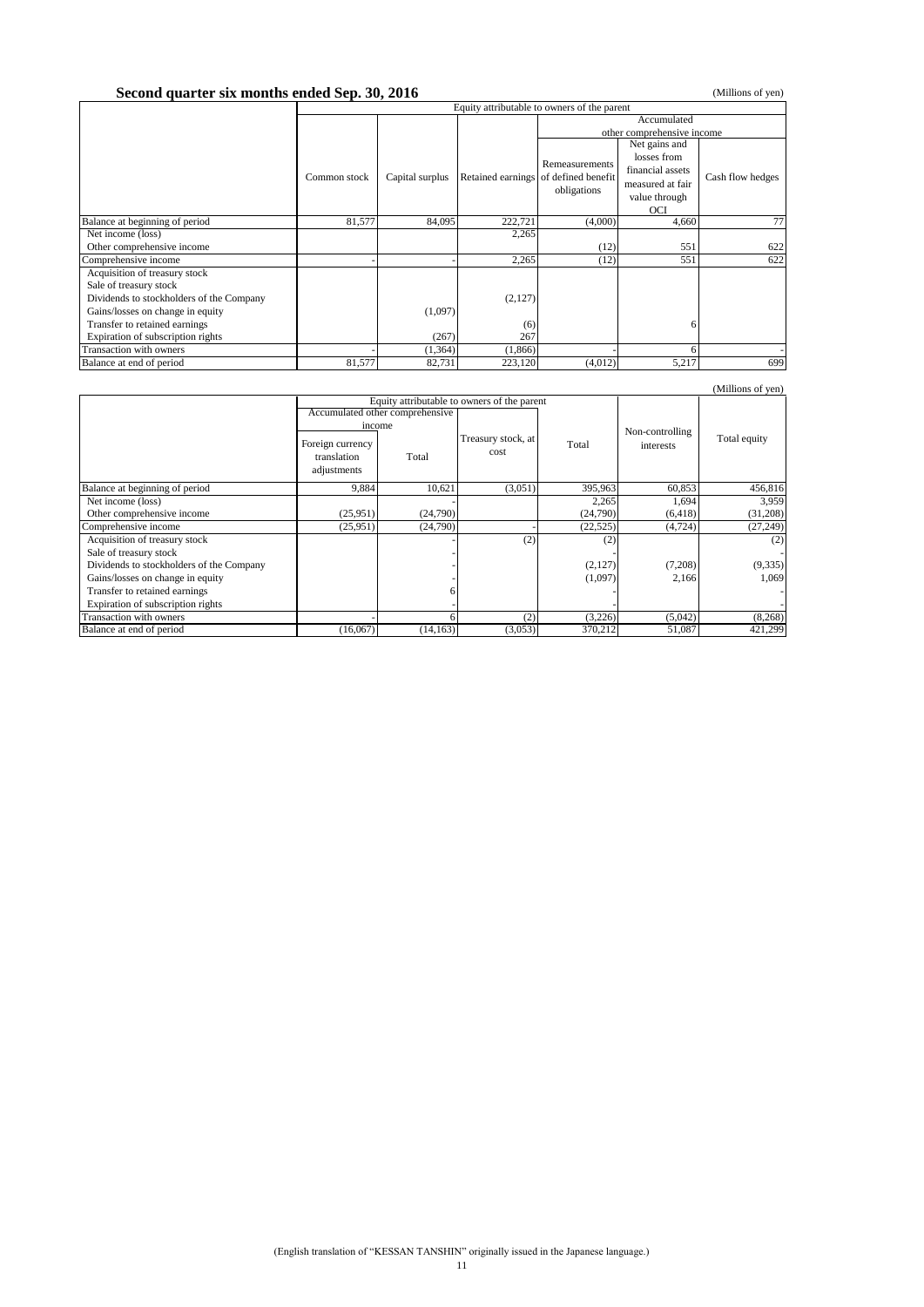**Second quarter six months ended Sep. 30, 2016**

(Millions of yen)

| | Equity attributable to owners of the parent | | | | | |
|---|---|---|---|---|---|---|
| | | | | Accumulated other comprehensive income | | |
| | Common stock | Capital surplus | Retained earnings | Remeasurements of defined benefit obligations | Net gains and losses from financial assets measured at fair value through OCI | Cash flow hedges |
| Balance at beginning of period | 81,577 | 84,095 | 222,721 | (4,000) | 4,660 | 77 |
| Net income (loss) | | | 2,265 | | | |
| Other comprehensive income | | | | (12) | 551 | 622 |
| Comprehensive income | - | - | 2,265 | (12) | 551 | 622 |
| Acquisition of treasury stock | | | | | | |
| Sale of treasury stock | | | | | | |
| Dividends to stockholders of the Company | | | (2,127) | | | |
| Gains/losses on change in equity | | (1,097) | | | | |
| Transfer to retained earnings | | | (6) | | 6 | |
| Expiration of subscription rights | | (267) | 267 | | | |
| Transaction with owners | - | (1,364) | (1,866) | - | 6 | - |
| Balance at end of period | 81,577 | 82,731 | 223,120 | (4,012) | 5,217 | 699 |

(Millions of yen)

| | Equity attributable to owners of the parent | | | | | |
|---|---|---|---|---|---|---|
| | Accumulated other comprehensive income | | | | | |
| | Foreign currency translation adjustments | Total | Treasury stock, at cost | Total | Non-controlling interests | Total equity |
| Balance at beginning of period | 9,884 | 10,621 | (3,051) | 395,963 | 60,853 | 456,816 |
| Net income (loss) | | - | | 2,265 | 1,694 | 3,959 |
| Other comprehensive income | (25,951) | (24,790) | | (24,790) | (6,418) | (31,208) |
| Comprehensive income | (25,951) | (24,790) | - | (22,525) | (4,724) | (27,249) |
| Acquisition of treasury stock | | - | (2) | (2) | | (2) |
| Sale of treasury stock | | - | | - | | - |
| Dividends to stockholders of the Company | | - | | (2,127) | (7,208) | (9,335) |
| Gains/losses on change in equity | | - | | (1,097) | 2,166 | 1,069 |
| Transfer to retained earnings | | 6 | | - | | - |
| Expiration of subscription rights | | - | | - | | - |
| Transaction with owners | - | 6 | (2) | (3,226) | (5,042) | (8,268) |
| Balance at end of period | (16,067) | (14,163) | (3,053) | 370,212 | 51,087 | 421,299 |

(English translation of "KESSAN TANSHIN" originally issued in the Japanese language.)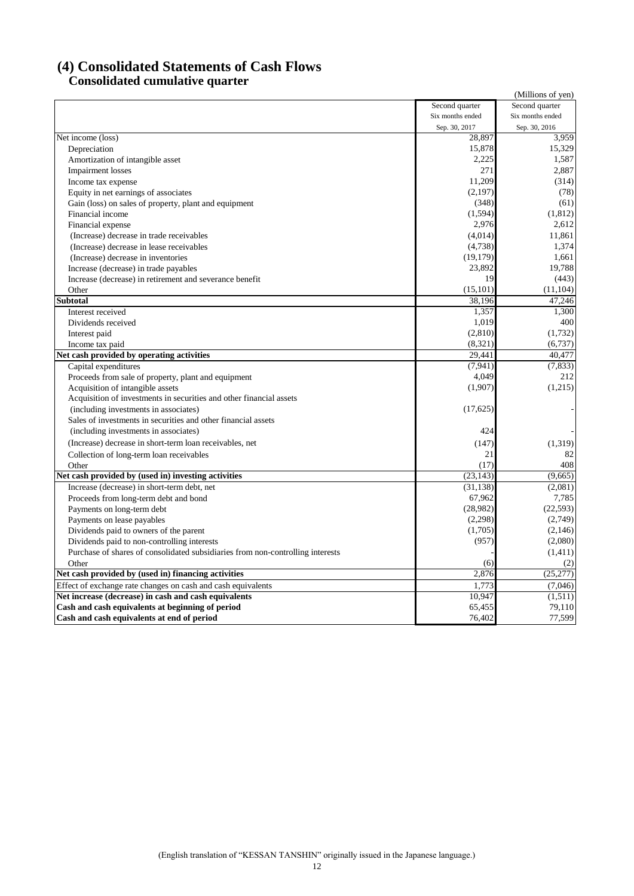## (4) Consolidated Statements of Cash Flows

### Consolidated cumulative quarter

(Millions of yen)

| | Second quarter<br>Six months ended<br>Sep. 30, 2017 | Second quarter<br>Six months ended<br>Sep. 30, 2016 |
|---|---|---|
| Net income (loss) | 28,897 | 3,959 |
| Depreciation | 15,878 | 15,329 |
| Amortization of intangible asset | 2,225 | 1,587 |
| Impairment losses | 271 | 2,887 |
| Income tax expense | 11,209 | (314) |
| Equity in net earnings of associates | (2,197) | (78) |
| Gain (loss) on sales of property, plant and equipment | (348) | (61) |
| Financial income | (1,594) | (1,812) |
| Financial expense | 2,976 | 2,612 |
| (Increase) decrease in trade receivables | (4,014) | 11,861 |
| (Increase) decrease in lease receivables | (4,738) | 1,374 |
| (Increase) decrease in inventories | (19,179) | 1,661 |
| Increase (decrease) in trade payables | 23,892 | 19,788 |
| Increase (decrease) in retirement and severance benefit | 19 | (443) |
| Other | (15,101) | (11,104) |
| **Subtotal** | 38,196 | 47,246 |
| Interest received | 1,357 | 1,300 |
| Dividends received | 1,019 | 400 |
| Interest paid | (2,810) | (1,732) |
| Income tax paid | (8,321) | (6,737) |
| **Net cash provided by operating activities** | 29,441 | 40,477 |
| Capital expenditures | (7,941) | (7,833) |
| Proceeds from sale of property, plant and equipment | 4,049 | 212 |
| Acquisition of intangible assets | (1,907) | (1,215) |
| Acquisition of investments in securities and other financial assets (including investments in associates) | (17,625) | - |
| Sales of investments in securities and other financial assets (including investments in associates) | 424 | - |
| (Increase) decrease in short-term loan receivables, net | (147) | (1,319) |
| Collection of long-term loan receivables | 21 | 82 |
| Other | (17) | 408 |
| **Net cash provided by (used in) investing activities** | (23,143) | (9,665) |
| Increase (decrease) in short-term debt, net | (31,138) | (2,081) |
| Proceeds from long-term debt and bond | 67,962 | 7,785 |
| Payments on long-term debt | (28,982) | (22,593) |
| Payments on lease payables | (2,298) | (2,749) |
| Dividends paid to owners of the parent | (1,705) | (2,146) |
| Dividends paid to non-controlling interests | (957) | (2,080) |
| Purchase of shares of consolidated subsidiaries from non-controlling interests | - | (1,411) |
| Other | (6) | (2) |
| **Net cash provided by (used in) financing activities** | 2,876 | (25,277) |
| Effect of exchange rate changes on cash and cash equivalents | 1,773 | (7,046) |
| **Net increase (decrease) in cash and cash equivalents** | 10,947 | (1,511) |
| **Cash and cash equivalents at beginning of period** | 65,455 | 79,110 |
| **Cash and cash equivalents at end of period** | 76,402 | 77,599 |

(English translation of "KESSAN TANSHIN" originally issued in the Japanese language.)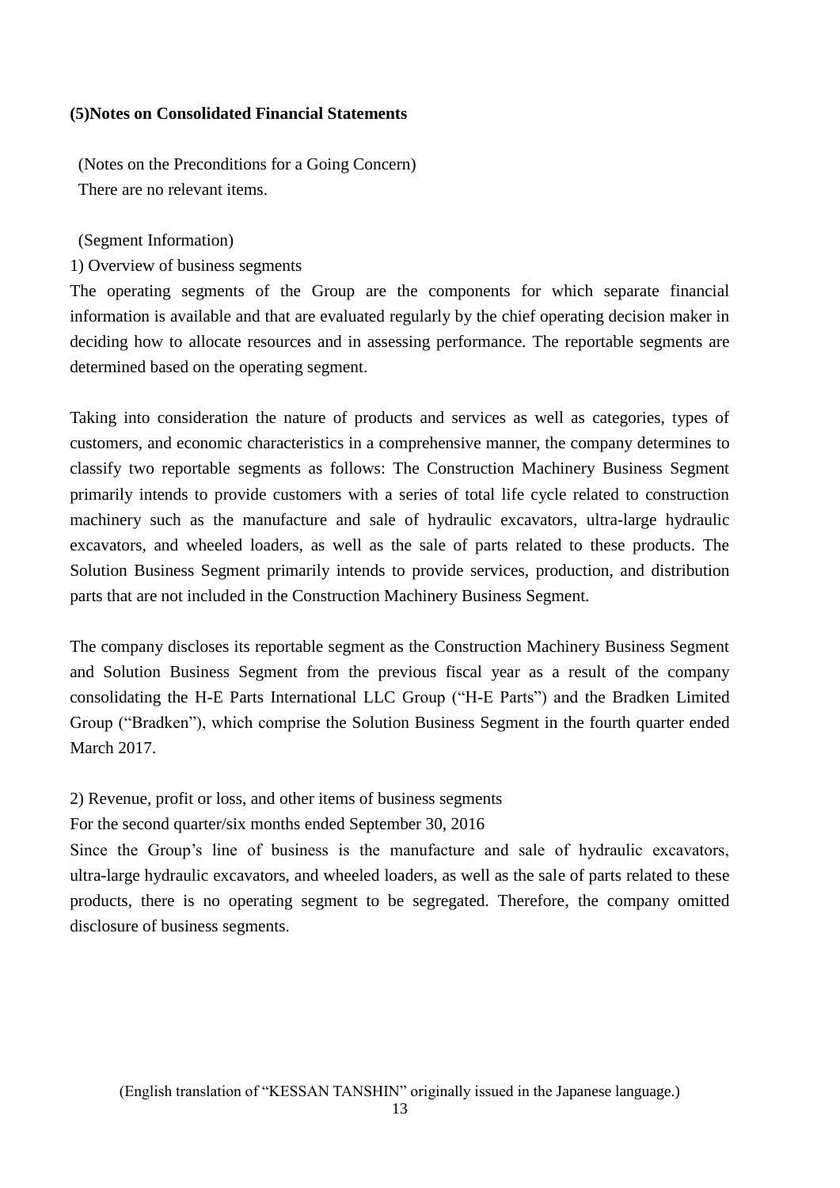### (5)Notes on Consolidated Financial Statements

(Notes on the Preconditions for a Going Concern)

There are no relevant items.

(Segment Information)

1) Overview of business segments

The operating segments of the Group are the components for which separate financial information is available and that are evaluated regularly by the chief operating decision maker in deciding how to allocate resources and in assessing performance. The reportable segments are determined based on the operating segment.

Taking into consideration the nature of products and services as well as categories, types of customers, and economic characteristics in a comprehensive manner, the company determines to classify two reportable segments as follows: The Construction Machinery Business Segment primarily intends to provide customers with a series of total life cycle related to construction machinery such as the manufacture and sale of hydraulic excavators, ultra-large hydraulic excavators, and wheeled loaders, as well as the sale of parts related to these products. The Solution Business Segment primarily intends to provide services, production, and distribution parts that are not included in the Construction Machinery Business Segment.

The company discloses its reportable segment as the Construction Machinery Business Segment and Solution Business Segment from the previous fiscal year as a result of the company consolidating the H-E Parts International LLC Group ("H-E Parts") and the Bradken Limited Group ("Bradken"), which comprise the Solution Business Segment in the fourth quarter ended March 2017.

2) Revenue, profit or loss, and other items of business segments

For the second quarter/six months ended September 30, 2016

Since the Group's line of business is the manufacture and sale of hydraulic excavators, ultra-large hydraulic excavators, and wheeled loaders, as well as the sale of parts related to these products, there is no operating segment to be segregated. Therefore, the company omitted disclosure of business segments.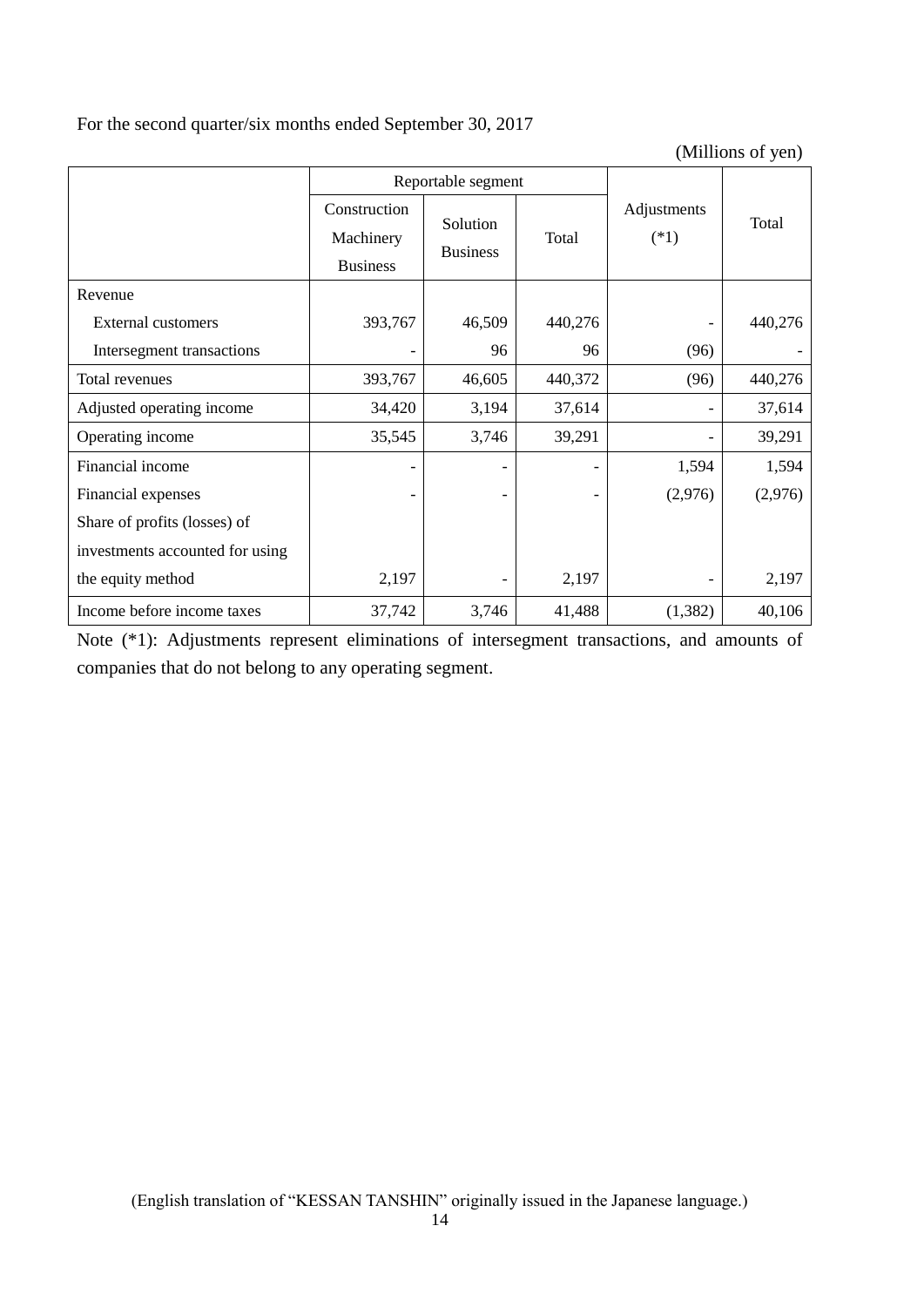For the second quarter/six months ended September 30, 2017

(Millions of yen)

| | Reportable segment | | | Adjustments (*1) | Total |
|---|---|---|---|---|---|
| | Construction Machinery Business | Solution Business | Total | | |
| Revenue | | | | | |
| External customers | 393,767 | 46,509 | 440,276 | - | 440,276 |
| Intersegment transactions | - | 96 | 96 | (96) | - |
| Total revenues | 393,767 | 46,605 | 440,372 | (96) | 440,276 |
| Adjusted operating income | 34,420 | 3,194 | 37,614 | - | 37,614 |
| Operating income | 35,545 | 3,746 | 39,291 | - | 39,291 |
| Financial income | - | - | - | 1,594 | 1,594 |
| Financial expenses | - | - | - | (2,976) | (2,976) |
| Share of profits (losses) of investments accounted for using the equity method | 2,197 | - | 2,197 | - | 2,197 |
| Income before income taxes | 37,742 | 3,746 | 41,488 | (1,382) | 40,106 |

Note (*1): Adjustments represent eliminations of intersegment transactions, and amounts of companies that do not belong to any operating segment.

(English translation of "KESSAN TANSHIN" originally issued in the Japanese language.)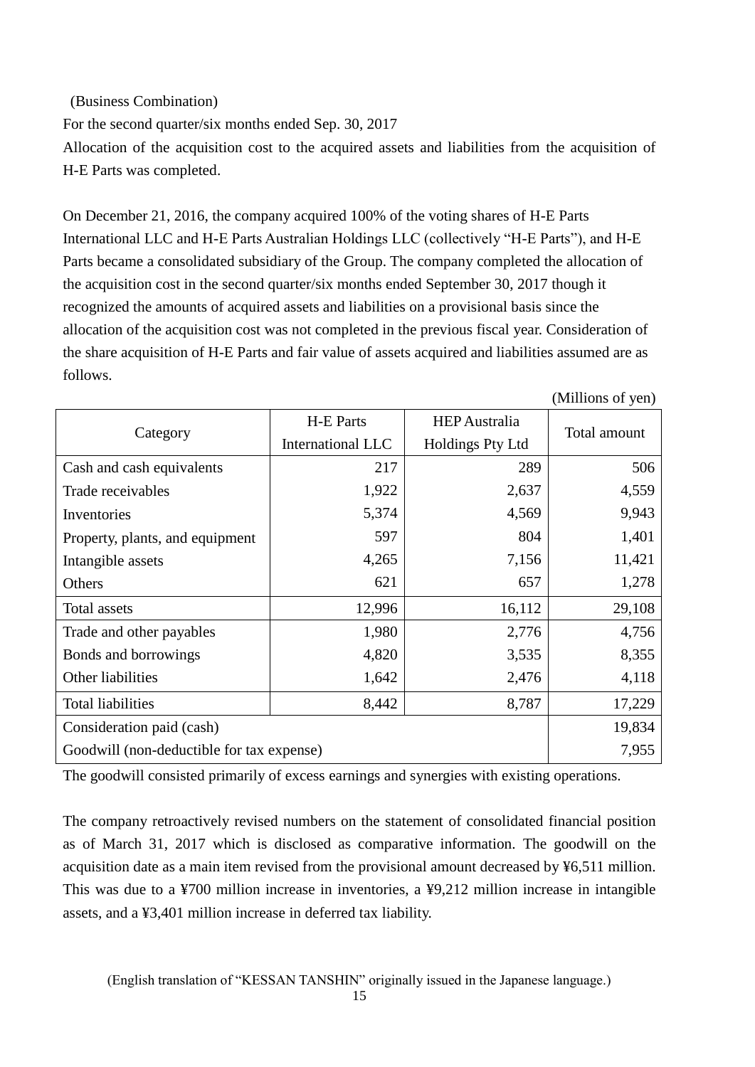(Business Combination)

For the second quarter/six months ended Sep. 30, 2017

Allocation of the acquisition cost to the acquired assets and liabilities from the acquisition of H-E Parts was completed.

On December 21, 2016, the company acquired 100% of the voting shares of H-E Parts International LLC and H-E Parts Australian Holdings LLC (collectively "H-E Parts"), and H-E Parts became a consolidated subsidiary of the Group. The company completed the allocation of the acquisition cost in the second quarter/six months ended September 30, 2017 though it recognized the amounts of acquired assets and liabilities on a provisional basis since the allocation of the acquisition cost was not completed in the previous fiscal year. Consideration of the share acquisition of H-E Parts and fair value of assets acquired and liabilities assumed are as follows.

(Millions of yen)

| Category | H-E Parts International LLC | HEP Australia Holdings Pty Ltd | Total amount |
|---|---|---|---|
| Cash and cash equivalents | 217 | 289 | 506 |
| Trade receivables | 1,922 | 2,637 | 4,559 |
| Inventories | 5,374 | 4,569 | 9,943 |
| Property, plants, and equipment | 597 | 804 | 1,401 |
| Intangible assets | 4,265 | 7,156 | 11,421 |
| Others | 621 | 657 | 1,278 |
| Total assets | 12,996 | 16,112 | 29,108 |
| Trade and other payables | 1,980 | 2,776 | 4,756 |
| Bonds and borrowings | 4,820 | 3,535 | 8,355 |
| Other liabilities | 1,642 | 2,476 | 4,118 |
| Total liabilities | 8,442 | 8,787 | 17,229 |
| Consideration paid (cash) | | | 19,834 |
| Goodwill (non-deductible for tax expense) | | | 7,955 |

The goodwill consisted primarily of excess earnings and synergies with existing operations.

The company retroactively revised numbers on the statement of consolidated financial position as of March 31, 2017 which is disclosed as comparative information. The goodwill on the acquisition date as a main item revised from the provisional amount decreased by ¥6,511 million. This was due to a ¥700 million increase in inventories, a ¥9,212 million increase in intangible assets, and a ¥3,401 million increase in deferred tax liability.

(English translation of "KESSAN TANSHIN" originally issued in the Japanese language.)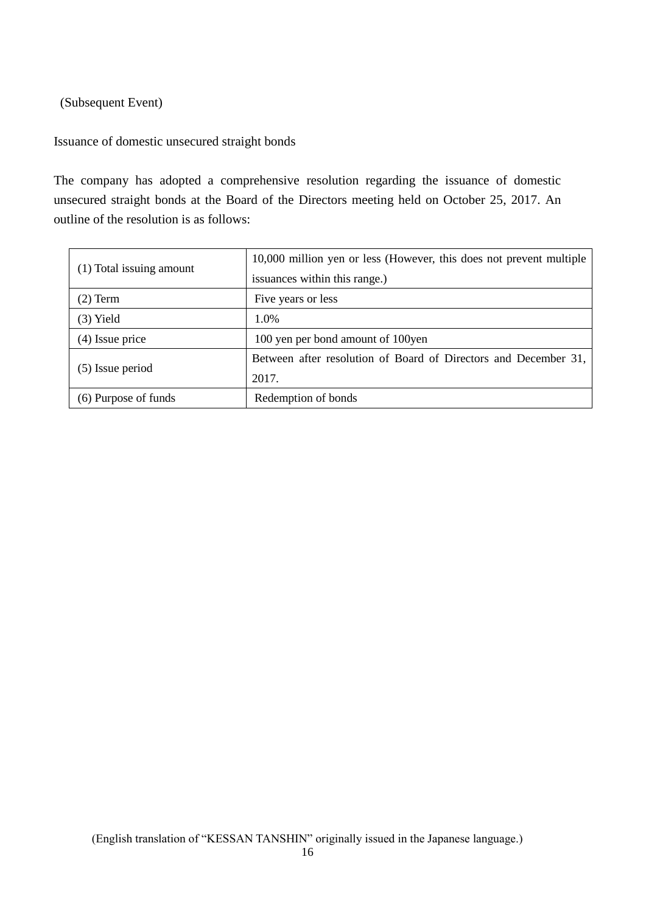(Subsequent Event)

Issuance of domestic unsecured straight bonds

The company has adopted a comprehensive resolution regarding the issuance of domestic unsecured straight bonds at the Board of the Directors meeting held on October 25, 2017. An outline of the resolution is as follows:

| | |
|---|---|
| (1) Total issuing amount | 10,000 million yen or less (However, this does not prevent multiple issuances within this range.) |
| (2) Term | Five years or less |
| (3) Yield | 1.0% |
| (4) Issue price | 100 yen per bond amount of 100yen |
| (5) Issue period | Between after resolution of Board of Directors and December 31, 2017. |
| (6) Purpose of funds | Redemption of bonds |

(English translation of "KESSAN TANSHIN" originally issued in the Japanese language.)